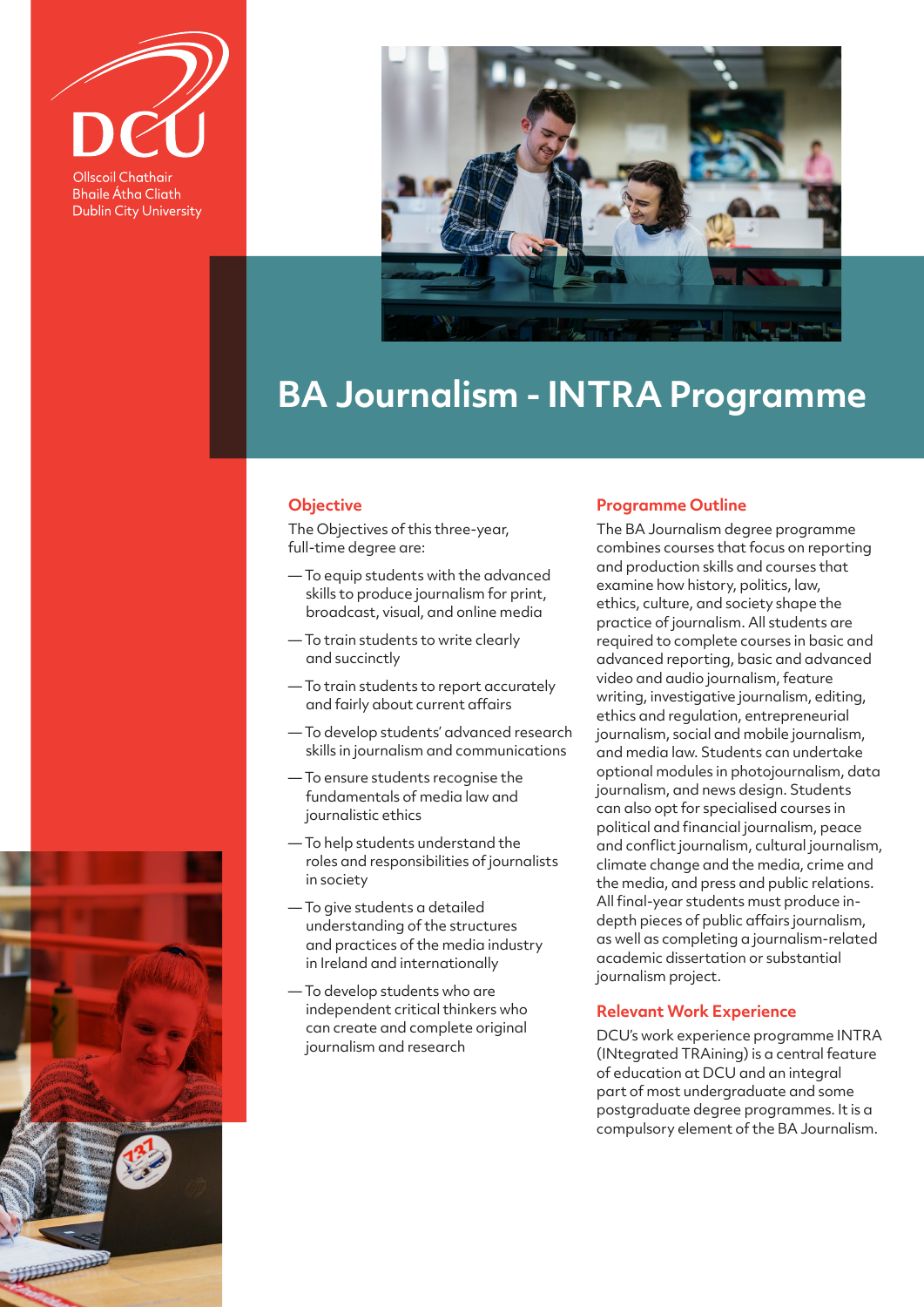DCU

Ollscoil Chathair Bhaile Átha Cliath
Dublin City University

# BA Journalism - INTRA Programme

## Objective

The Objectives of this three-year, full-time degree are:

- To equip students with the advanced skills to produce journalism for print, broadcast, visual, and online media
- To train students to write clearly and succinctly
- To train students to report accurately and fairly about current affairs
- To develop students' advanced research skills in journalism and communications
- To ensure students recognise the fundamentals of media law and journalistic ethics
- To help students understand the roles and responsibilities of journalists in society
- To give students a detailed understanding of the structures and practices of the media industry in Ireland and internationally
- To develop students who are independent critical thinkers who can create and complete original journalism and research

## Programme Outline

The BA Journalism degree programme combines courses that focus on reporting and production skills and courses that examine how history, politics, law, ethics, culture, and society shape the practice of journalism. All students are required to complete courses in basic and advanced reporting, basic and advanced video and audio journalism, feature writing, investigative journalism, editing, ethics and regulation, entrepreneurial journalism, social and mobile journalism, and media law. Students can undertake optional modules in photojournalism, data journalism, and news design. Students can also opt for specialised courses in political and financial journalism, peace and conflict journalism, cultural journalism, climate change and the media, crime and the media, and press and public relations. All final-year students must produce in-depth pieces of public affairs journalism, as well as completing a journalism-related academic dissertation or substantial journalism project.

## Relevant Work Experience

DCU's work experience programme INTRA (INtegrated TRAining) is a central feature of education at DCU and an integral part of most undergraduate and some postgraduate degree programmes. It is a compulsory element of the BA Journalism.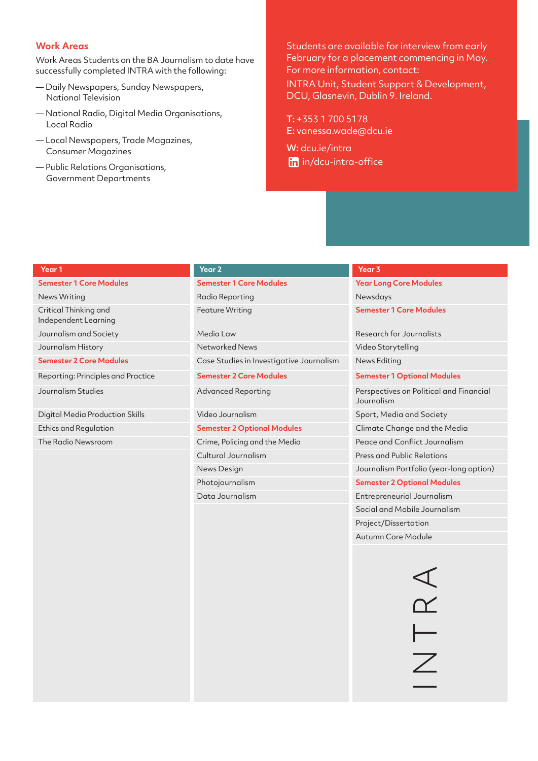## Work Areas

Work Areas Students on the BA Journalism to date have successfully completed INTRA with the following:

- Daily Newspapers, Sunday Newspapers, National Television
- National Radio, Digital Media Organisations, Local Radio
- Local Newspapers, Trade Magazines, Consumer Magazines
- Public Relations Organisations, Government Departments

Students are available for interview from early February for a placement commencing in May. For more information, contact:

INTRA Unit, Student Support & Development, DCU, Glasnevin, Dublin 9. Ireland.

**T:** +353 1 700 5178
**E:** vanessa.wade@dcu.ie

**W:** dcu.ie/intra
in/dcu-intra-office

| Year 1 | Year 2 | Year 3 |
|---|---|---|
| **Semester 1 Core Modules** | **Semester 1 Core Modules** | **Year Long Core Modules** |
| News Writing | Radio Reporting | Newsdays |
| Critical Thinking and Independent Learning | Feature Writing | **Semester 1 Core Modules** |
| Journalism and Society | Media Law | Research for Journalists |
| Journalism History | Networked News | Video Storytelling |
| **Semester 2 Core Modules** | Case Studies in Investigative Journalism | News Editing |
| Reporting: Principles and Practice | **Semester 2 Core Modules** | **Semester 1 Optional Modules** |
| Journalism Studies | Advanced Reporting | Perspectives on Political and Financial Journalism |
| Digital Media Production Skills | Video Journalism | Sport, Media and Society |
| Ethics and Regulation | **Semester 2 Optional Modules** | Climate Change and the Media |
| The Radio Newsroom | Crime, Policing and the Media | Peace and Conflict Journalism |
| | Cultural Journalism | Press and Public Relations |
| | News Design | Journalism Portfolio (year-long option) |
| | Photojournalism | **Semester 2 Optional Modules** |
| | Data Journalism | Entrepreneurial Journalism |
| | | Social and Mobile Journalism |
| | | Project/Dissertation |
| | | Autumn Core Module |

INTRA